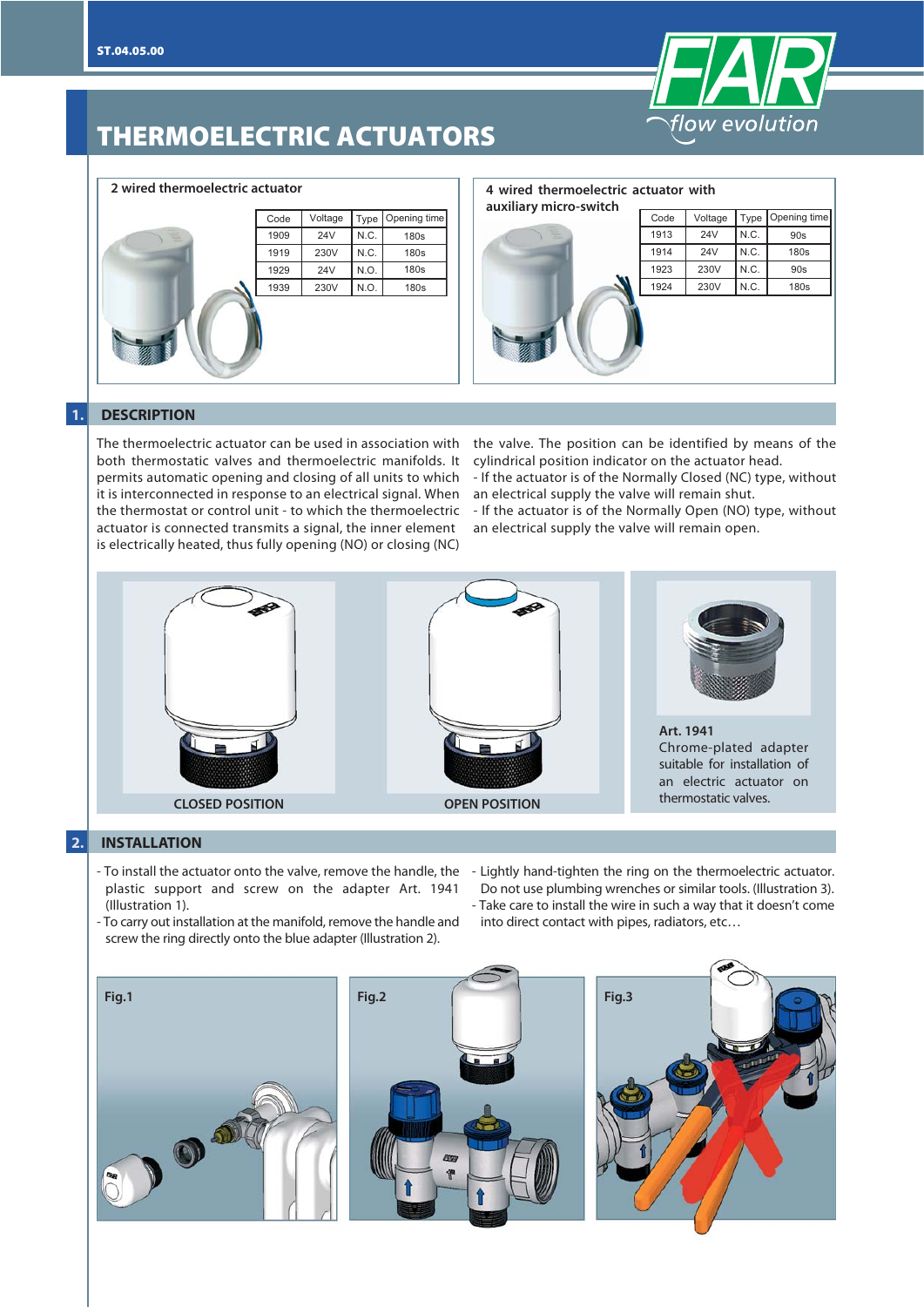ST.04.05.00

# THERMOELECTRIC ACTUATORS

### 2 wired thermoelectric actuator

| Code | Voltage | Type | Opening time |
|---|---|---|---|
| 1909 | 24V | N.C. | 180s |
| 1919 | 230V | N.C. | 180s |
| 1929 | 24V | N.O. | 180s |
| 1939 | 230V | N.O. | 180s |

### 4 wired thermoelectric actuator with auxiliary micro-switch

| Code | Voltage | Type | Opening time |
|---|---|---|---|
| 1913 | 24V | N.C. | 90s |
| 1914 | 24V | N.C. | 180s |
| 1923 | 230V | N.C. | 90s |
| 1924 | 230V | N.C. | 180s |

## 1. DESCRIPTION

The thermoelectric actuator can be used in association with both thermostatic valves and thermoelectric manifolds. It permits automatic opening and closing of all units to which it is interconnected in response to an electrical signal. When the thermostat or control unit - to which the thermoelectric actuator is connected transmits a signal, the inner element is electrically heated, thus fully opening (NO) or closing (NC) the valve. The position can be identified by means of the cylindrical position indicator on the actuator head.

- If the actuator is of the Normally Closed (NC) type, without an electrical supply the valve will remain shut.
- If the actuator is of the Normally Open (NO) type, without an electrical supply the valve will remain open.

CLOSED POSITION

OPEN POSITION

**Art. 1941**
Chrome-plated adapter suitable for installation of an electric actuator on thermostatic valves.

## 2. INSTALLATION

- To install the actuator onto the valve, remove the handle, the plastic support and screw on the adapter Art. 1941 (Illustration 1).
- To carry out installation at the manifold, remove the handle and screw the ring directly onto the blue adapter (Illustration 2).
- Lightly hand-tighten the ring on the thermoelectric actuator. Do not use plumbing wrenches or similar tools. (Illustration 3).
- Take care to install the wire in such a way that it doesn't come into direct contact with pipes, radiators, etc…

Fig.1

Fig.2

Fig.3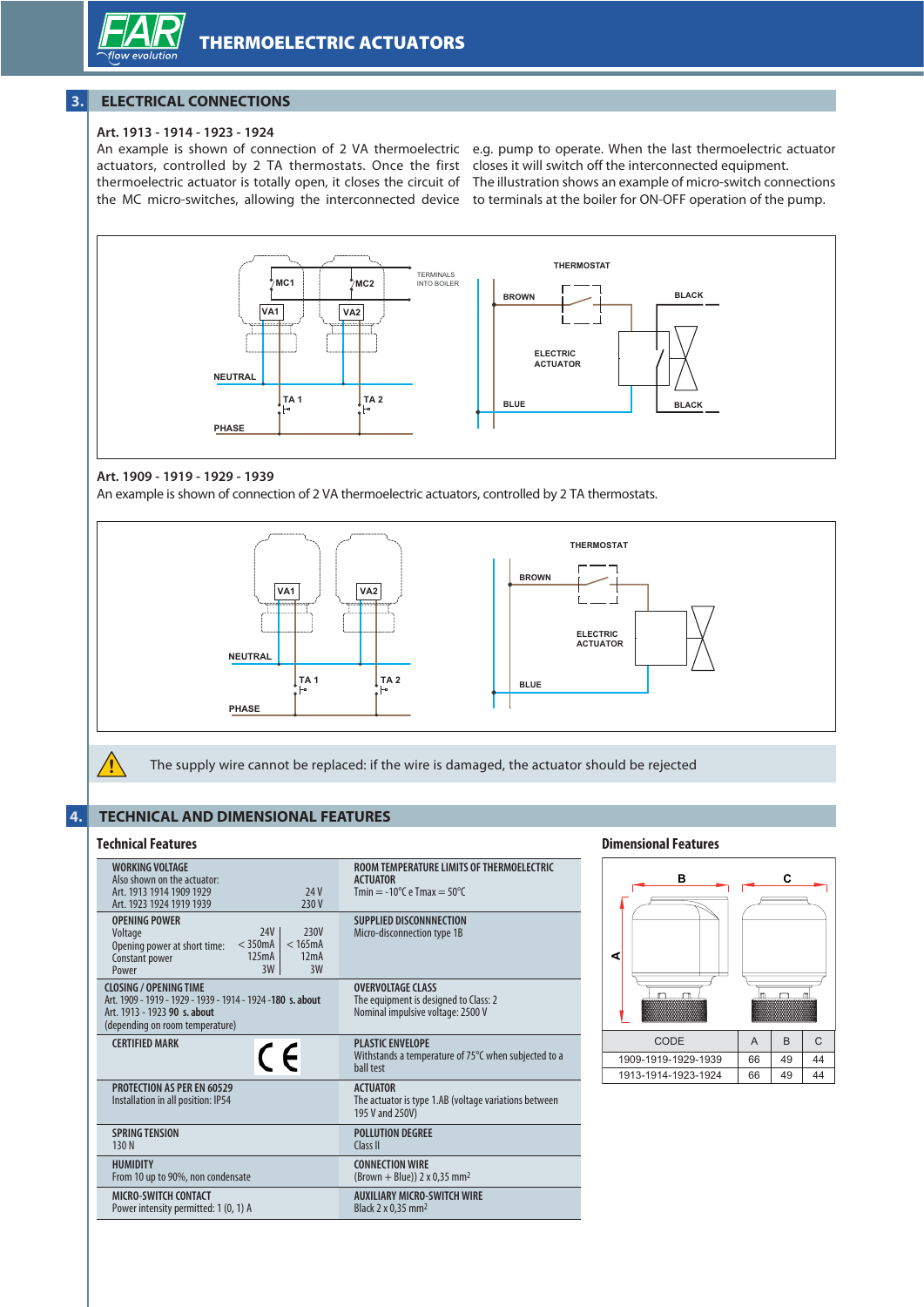## 3. ELECTRICAL CONNECTIONS

### Art. 1913 - 1914 - 1923 - 1924

An example is shown of connection of 2 VA thermoelectric actuators, controlled by 2 TA thermostats. Once the first thermoelectric actuator is totally open, it closes the circuit of the MC micro-switches, allowing the interconnected device e.g. pump to operate. When the last thermoelectric actuator closes it will switch off the interconnected equipment. The illustration shows an example of micro-switch connections to terminals at the boiler for ON-OFF operation of the pump.

MC1
MC2
TERMINALS INTO BOILER
VA1
VA2
NEUTRAL
TA 1
TA 2
PHASE

THERMOSTAT
BROWN
BLACK
ELECTRIC ACTUATOR
BLUE
BLACK

### Art. 1909 - 1919 - 1929 - 1939

An example is shown of connection of 2 VA thermoelectric actuators, controlled by 2 TA thermostats.

VA1
VA2
NEUTRAL
TA 1
TA 2
PHASE

THERMOSTAT
BROWN
ELECTRIC ACTUATOR
BLUE

⚠ The supply wire cannot be replaced: if the wire is damaged, the actuator should be rejected

## 4. TECHNICAL AND DIMENSIONAL FEATURES

### Technical Features

**WORKING VOLTAGE**
Also shown on the actuator:
Art. 1913 1914 1909 1929 — 24 V
Art. 1923 1924 1919 1939 — 230 V

**ROOM TEMPERATURE LIMITS OF THERMOELECTRIC ACTUATOR**
Tmin = -10°C e Tmax = 50°C

**OPENING POWER**

| | 24V | 230V |
|---|---|---|
| Voltage | 24V | 230V |
| Opening power at short time: | < 350mA | < 165mA |
| Constant power | 125mA | 12mA |
| Power | 3W | 3W |

**SUPPLIED DISCONNECTION**
Micro-disconnection type 1B

**CLOSING / OPENING TIME**
Art. 1909 - 1919 - 1929 - 1939 - 1914 - 1924 -**180 s. about**
Art. 1913 - 1923 **90 s. about**
(depending on room temperature)

**OVERVOLTAGE CLASS**
The equipment is designed to Class: 2
Nominal impulsive voltage: 2500 V

**CERTIFIED MARK**
CE

**PLASTIC ENVELOPE**
Withstands a temperature of 75°C when subjected to a ball test

**PROTECTION AS PER EN 60529**
Installation in all position: IP54

**ACTUATOR**
The actuator is type 1.AB (voltage variations between 195 V and 250V)

**SPRING TENSION**
130 N

**POLLUTION DEGREE**
Class II

**HUMIDITY**
From 10 up to 90%, non condensate

**CONNECTION WIRE**
(Brown + Blue)) 2 x 0,35 mm²

**MICRO-SWITCH CONTACT**
Power intensity permitted: 1 (0, 1) A

**AUXILIARY MICRO-SWITCH WIRE**
Black 2 x 0,35 mm²

### Dimensional Features

B
C
A

| CODE | A | B | C |
|---|---|---|---|
| 1909-1919-1929-1939 | 66 | 49 | 44 |
| 1913-1914-1923-1924 | 66 | 49 | 44 |